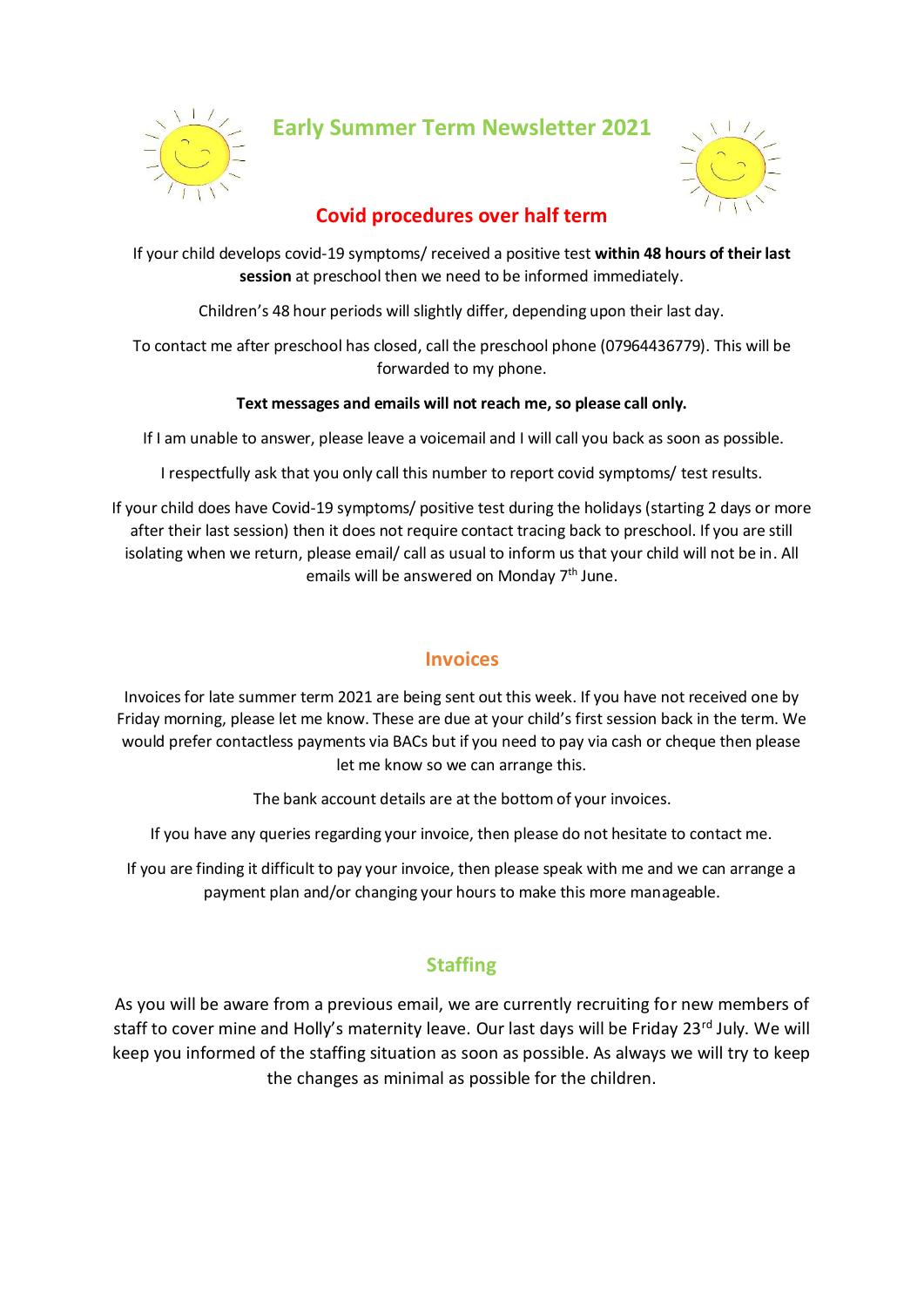# Early Summer Term Newsletter 2021

## Covid procedures over half term

If your child develops covid-19 symptoms/ received a positive test **within 48 hours of their last session** at preschool then we need to be informed immediately.

Children's 48 hour periods will slightly differ, depending upon their last day.

To contact me after preschool has closed, call the preschool phone (07964436779). This will be forwarded to my phone.

**Text messages and emails will not reach me, so please call only.**

If I am unable to answer, please leave a voicemail and I will call you back as soon as possible.

I respectfully ask that you only call this number to report covid symptoms/ test results.

If your child does have Covid-19 symptoms/ positive test during the holidays (starting 2 days or more after their last session) then it does not require contact tracing back to preschool. If you are still isolating when we return, please email/ call as usual to inform us that your child will not be in. All emails will be answered on Monday 7th June.

## Invoices

Invoices for late summer term 2021 are being sent out this week. If you have not received one by Friday morning, please let me know. These are due at your child's first session back in the term. We would prefer contactless payments via BACs but if you need to pay via cash or cheque then please let me know so we can arrange this.

The bank account details are at the bottom of your invoices.

If you have any queries regarding your invoice, then please do not hesitate to contact me.

If you are finding it difficult to pay your invoice, then please speak with me and we can arrange a payment plan and/or changing your hours to make this more manageable.

## Staffing

As you will be aware from a previous email, we are currently recruiting for new members of staff to cover mine and Holly's maternity leave. Our last days will be Friday 23rd July. We will keep you informed of the staffing situation as soon as possible. As always we will try to keep the changes as minimal as possible for the children.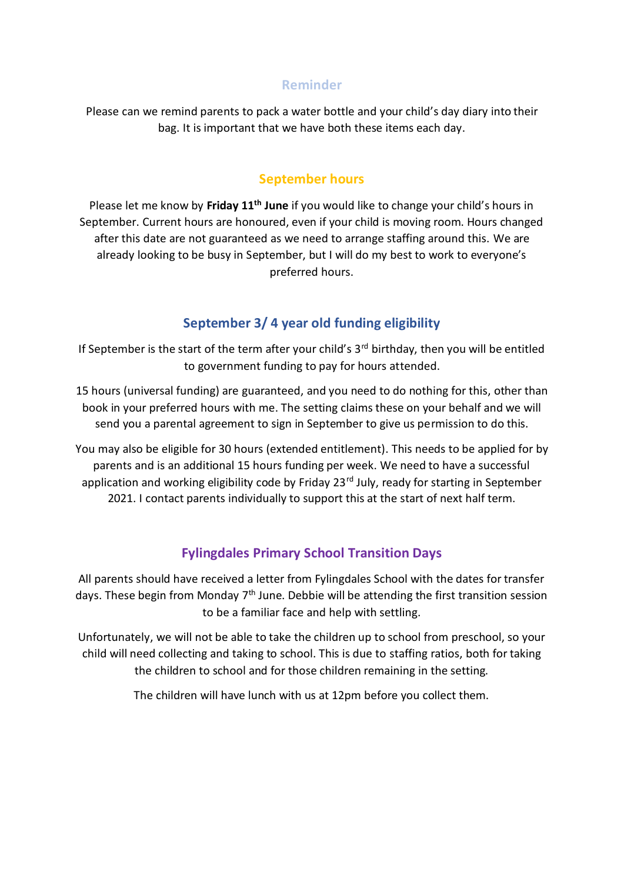## Reminder

Please can we remind parents to pack a water bottle and your child's day diary into their bag. It is important that we have both these items each day.

## September hours

Please let me know by **Friday 11th June** if you would like to change your child's hours in September. Current hours are honoured, even if your child is moving room. Hours changed after this date are not guaranteed as we need to arrange staffing around this. We are already looking to be busy in September, but I will do my best to work to everyone's preferred hours.

## September 3/ 4 year old funding eligibility

If September is the start of the term after your child's 3rd birthday, then you will be entitled to government funding to pay for hours attended.

15 hours (universal funding) are guaranteed, and you need to do nothing for this, other than book in your preferred hours with me. The setting claims these on your behalf and we will send you a parental agreement to sign in September to give us permission to do this.

You may also be eligible for 30 hours (extended entitlement). This needs to be applied for by parents and is an additional 15 hours funding per week. We need to have a successful application and working eligibility code by Friday 23rd July, ready for starting in September 2021. I contact parents individually to support this at the start of next half term.

## Fylingdales Primary School Transition Days

All parents should have received a letter from Fylingdales School with the dates for transfer days. These begin from Monday 7th June. Debbie will be attending the first transition session to be a familiar face and help with settling.

Unfortunately, we will not be able to take the children up to school from preschool, so your child will need collecting and taking to school. This is due to staffing ratios, both for taking the children to school and for those children remaining in the setting.

The children will have lunch with us at 12pm before you collect them.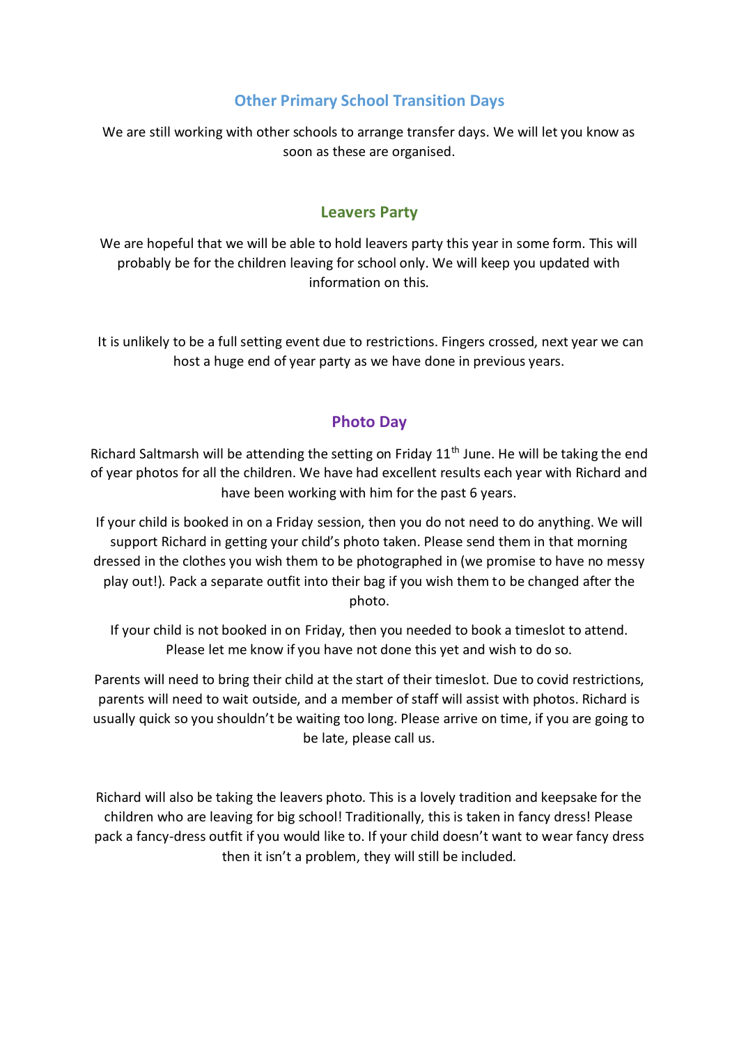## Other Primary School Transition Days

We are still working with other schools to arrange transfer days. We will let you know as soon as these are organised.

## Leavers Party

We are hopeful that we will be able to hold leavers party this year in some form. This will probably be for the children leaving for school only. We will keep you updated with information on this.

It is unlikely to be a full setting event due to restrictions. Fingers crossed, next year we can host a huge end of year party as we have done in previous years.

## Photo Day

Richard Saltmarsh will be attending the setting on Friday 11th June. He will be taking the end of year photos for all the children. We have had excellent results each year with Richard and have been working with him for the past 6 years.

If your child is booked in on a Friday session, then you do not need to do anything. We will support Richard in getting your child's photo taken. Please send them in that morning dressed in the clothes you wish them to be photographed in (we promise to have no messy play out!). Pack a separate outfit into their bag if you wish them to be changed after the photo.

If your child is not booked in on Friday, then you needed to book a timeslot to attend. Please let me know if you have not done this yet and wish to do so.

Parents will need to bring their child at the start of their timeslot. Due to covid restrictions, parents will need to wait outside, and a member of staff will assist with photos. Richard is usually quick so you shouldn't be waiting too long. Please arrive on time, if you are going to be late, please call us.

Richard will also be taking the leavers photo. This is a lovely tradition and keepsake for the children who are leaving for big school! Traditionally, this is taken in fancy dress! Please pack a fancy-dress outfit if you would like to. If your child doesn't want to wear fancy dress then it isn't a problem, they will still be included.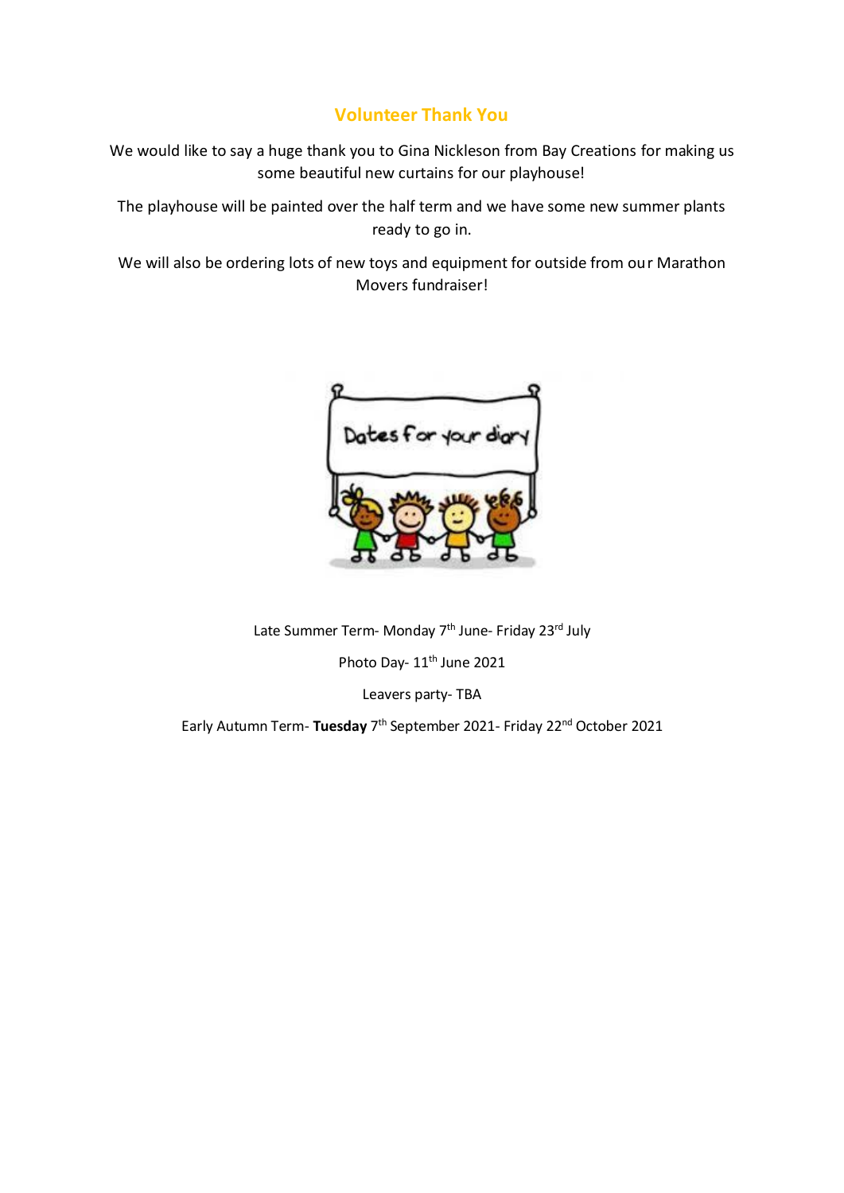## Volunteer Thank You

We would like to say a huge thank you to Gina Nickleson from Bay Creations for making us some beautiful new curtains for our playhouse!

The playhouse will be painted over the half term and we have some new summer plants ready to go in.

We will also be ordering lots of new toys and equipment for outside from our Marathon Movers fundraiser!

Dates for your diary

Late Summer Term- Monday 7th June- Friday 23rd July

Photo Day- 11th June 2021

Leavers party- TBA

Early Autumn Term- **Tuesday** 7th September 2021- Friday 22nd October 2021